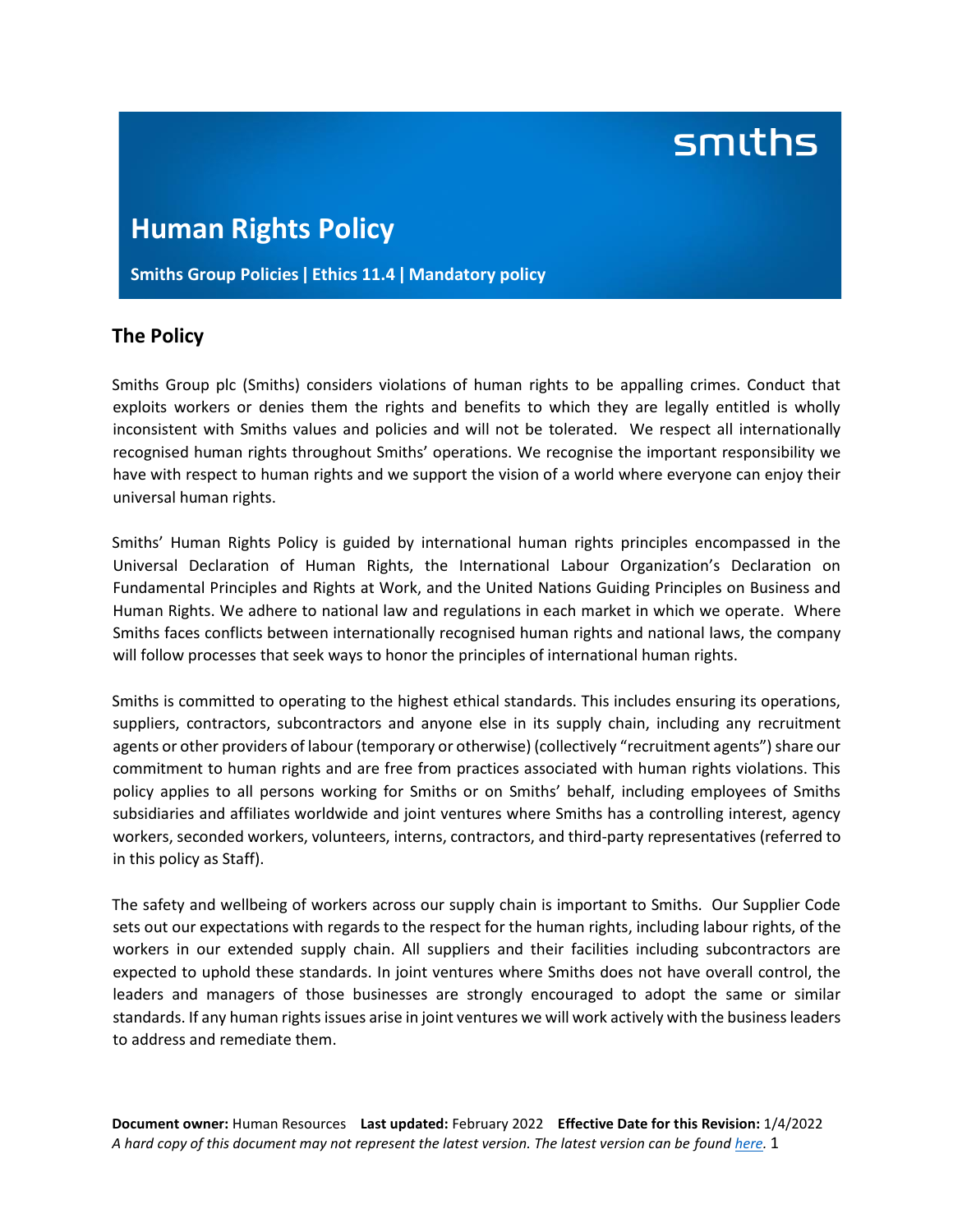# Human Rights Policy

**Smiths Group Policies | Ethics 11.4 | Mandatory policy**

## The Policy

Smiths Group plc (Smiths) considers violations of human rights to be appalling crimes. Conduct that exploits workers or denies them the rights and benefits to which they are legally entitled is wholly inconsistent with Smiths values and policies and will not be tolerated. We respect all internationally recognised human rights throughout Smiths' operations. We recognise the important responsibility we have with respect to human rights and we support the vision of a world where everyone can enjoy their universal human rights.

Smiths' Human Rights Policy is guided by international human rights principles encompassed in the Universal Declaration of Human Rights, the International Labour Organization's Declaration on Fundamental Principles and Rights at Work, and the United Nations Guiding Principles on Business and Human Rights. We adhere to national law and regulations in each market in which we operate. Where Smiths faces conflicts between internationally recognised human rights and national laws, the company will follow processes that seek ways to honor the principles of international human rights.

Smiths is committed to operating to the highest ethical standards. This includes ensuring its operations, suppliers, contractors, subcontractors and anyone else in its supply chain, including any recruitment agents or other providers of labour (temporary or otherwise) (collectively "recruitment agents") share our commitment to human rights and are free from practices associated with human rights violations. This policy applies to all persons working for Smiths or on Smiths' behalf, including employees of Smiths subsidiaries and affiliates worldwide and joint ventures where Smiths has a controlling interest, agency workers, seconded workers, volunteers, interns, contractors, and third-party representatives (referred to in this policy as Staff).

The safety and wellbeing of workers across our supply chain is important to Smiths. Our Supplier Code sets out our expectations with regards to the respect for the human rights, including labour rights, of the workers in our extended supply chain. All suppliers and their facilities including subcontractors are expected to uphold these standards. In joint ventures where Smiths does not have overall control, the leaders and managers of those businesses are strongly encouraged to adopt the same or similar standards. If any human rights issues arise in joint ventures we will work actively with the business leaders to address and remediate them.

**Document owner:** Human Resources **Last updated:** February 2022 **Effective Date for this Revision:** 1/4/2022
*A hard copy of this document may not represent the latest version. The latest version can be found here.*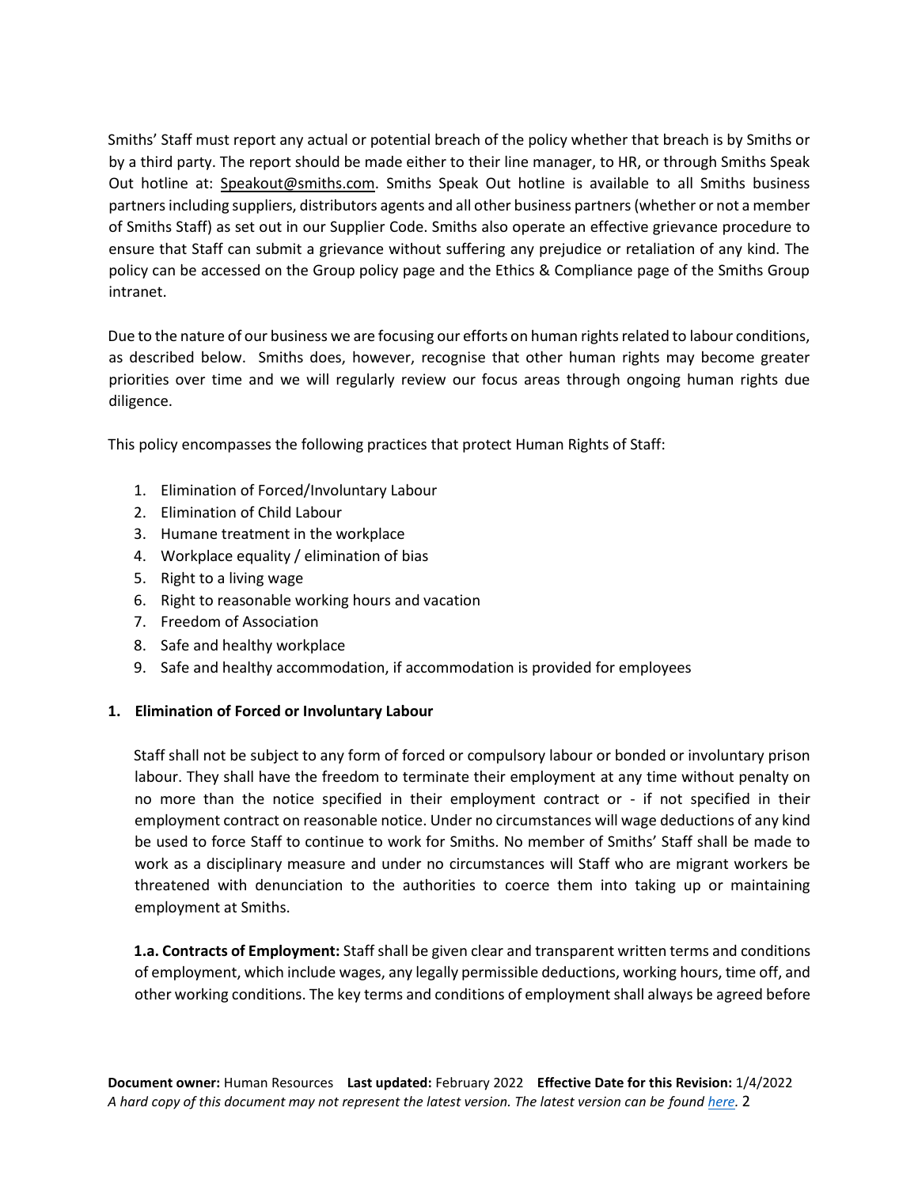Smiths' Staff must report any actual or potential breach of the policy whether that breach is by Smiths or by a third party. The report should be made either to their line manager, to HR, or through Smiths Speak Out hotline at: Speakout@smiths.com. Smiths Speak Out hotline is available to all Smiths business partners including suppliers, distributors agents and all other business partners (whether or not a member of Smiths Staff) as set out in our Supplier Code. Smiths also operate an effective grievance procedure to ensure that Staff can submit a grievance without suffering any prejudice or retaliation of any kind. The policy can be accessed on the Group policy page and the Ethics & Compliance page of the Smiths Group intranet.

Due to the nature of our business we are focusing our efforts on human rights related to labour conditions, as described below. Smiths does, however, recognise that other human rights may become greater priorities over time and we will regularly review our focus areas through ongoing human rights due diligence.

This policy encompasses the following practices that protect Human Rights of Staff:

1. Elimination of Forced/Involuntary Labour
2. Elimination of Child Labour
3. Humane treatment in the workplace
4. Workplace equality / elimination of bias
5. Right to a living wage
6. Right to reasonable working hours and vacation
7. Freedom of Association
8. Safe and healthy workplace
9. Safe and healthy accommodation, if accommodation is provided for employees

## 1. Elimination of Forced or Involuntary Labour

Staff shall not be subject to any form of forced or compulsory labour or bonded or involuntary prison labour. They shall have the freedom to terminate their employment at any time without penalty on no more than the notice specified in their employment contract or - if not specified in their employment contract on reasonable notice. Under no circumstances will wage deductions of any kind be used to force Staff to continue to work for Smiths. No member of Smiths' Staff shall be made to work as a disciplinary measure and under no circumstances will Staff who are migrant workers be threatened with denunciation to the authorities to coerce them into taking up or maintaining employment at Smiths.

**1.a. Contracts of Employment:** Staff shall be given clear and transparent written terms and conditions of employment, which include wages, any legally permissible deductions, working hours, time off, and other working conditions. The key terms and conditions of employment shall always be agreed before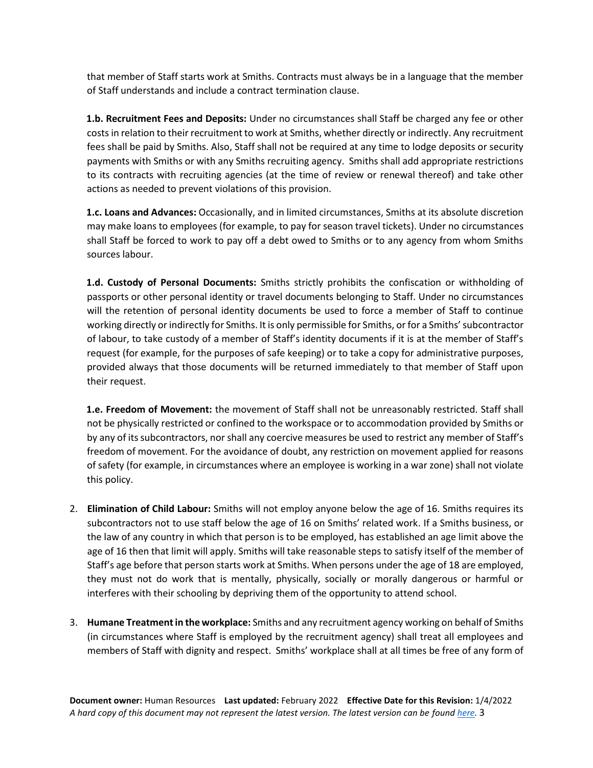that member of Staff starts work at Smiths. Contracts must always be in a language that the member of Staff understands and include a contract termination clause.

**1.b. Recruitment Fees and Deposits:** Under no circumstances shall Staff be charged any fee or other costs in relation to their recruitment to work at Smiths, whether directly or indirectly. Any recruitment fees shall be paid by Smiths. Also, Staff shall not be required at any time to lodge deposits or security payments with Smiths or with any Smiths recruiting agency. Smiths shall add appropriate restrictions to its contracts with recruiting agencies (at the time of review or renewal thereof) and take other actions as needed to prevent violations of this provision.

**1.c. Loans and Advances:** Occasionally, and in limited circumstances, Smiths at its absolute discretion may make loans to employees (for example, to pay for season travel tickets). Under no circumstances shall Staff be forced to work to pay off a debt owed to Smiths or to any agency from whom Smiths sources labour.

**1.d. Custody of Personal Documents:** Smiths strictly prohibits the confiscation or withholding of passports or other personal identity or travel documents belonging to Staff. Under no circumstances will the retention of personal identity documents be used to force a member of Staff to continue working directly or indirectly for Smiths. It is only permissible for Smiths, or for a Smiths' subcontractor of labour, to take custody of a member of Staff's identity documents if it is at the member of Staff's request (for example, for the purposes of safe keeping) or to take a copy for administrative purposes, provided always that those documents will be returned immediately to that member of Staff upon their request.

**1.e. Freedom of Movement:** the movement of Staff shall not be unreasonably restricted. Staff shall not be physically restricted or confined to the workspace or to accommodation provided by Smiths or by any of its subcontractors, nor shall any coercive measures be used to restrict any member of Staff's freedom of movement. For the avoidance of doubt, any restriction on movement applied for reasons of safety (for example, in circumstances where an employee is working in a war zone) shall not violate this policy.

2. **Elimination of Child Labour:** Smiths will not employ anyone below the age of 16. Smiths requires its subcontractors not to use staff below the age of 16 on Smiths' related work. If a Smiths business, or the law of any country in which that person is to be employed, has established an age limit above the age of 16 then that limit will apply. Smiths will take reasonable steps to satisfy itself of the member of Staff's age before that person starts work at Smiths. When persons under the age of 18 are employed, they must not do work that is mentally, physically, socially or morally dangerous or harmful or interferes with their schooling by depriving them of the opportunity to attend school.

3. **Humane Treatment in the workplace:** Smiths and any recruitment agency working on behalf of Smiths (in circumstances where Staff is employed by the recruitment agency) shall treat all employees and members of Staff with dignity and respect. Smiths' workplace shall at all times be free of any form of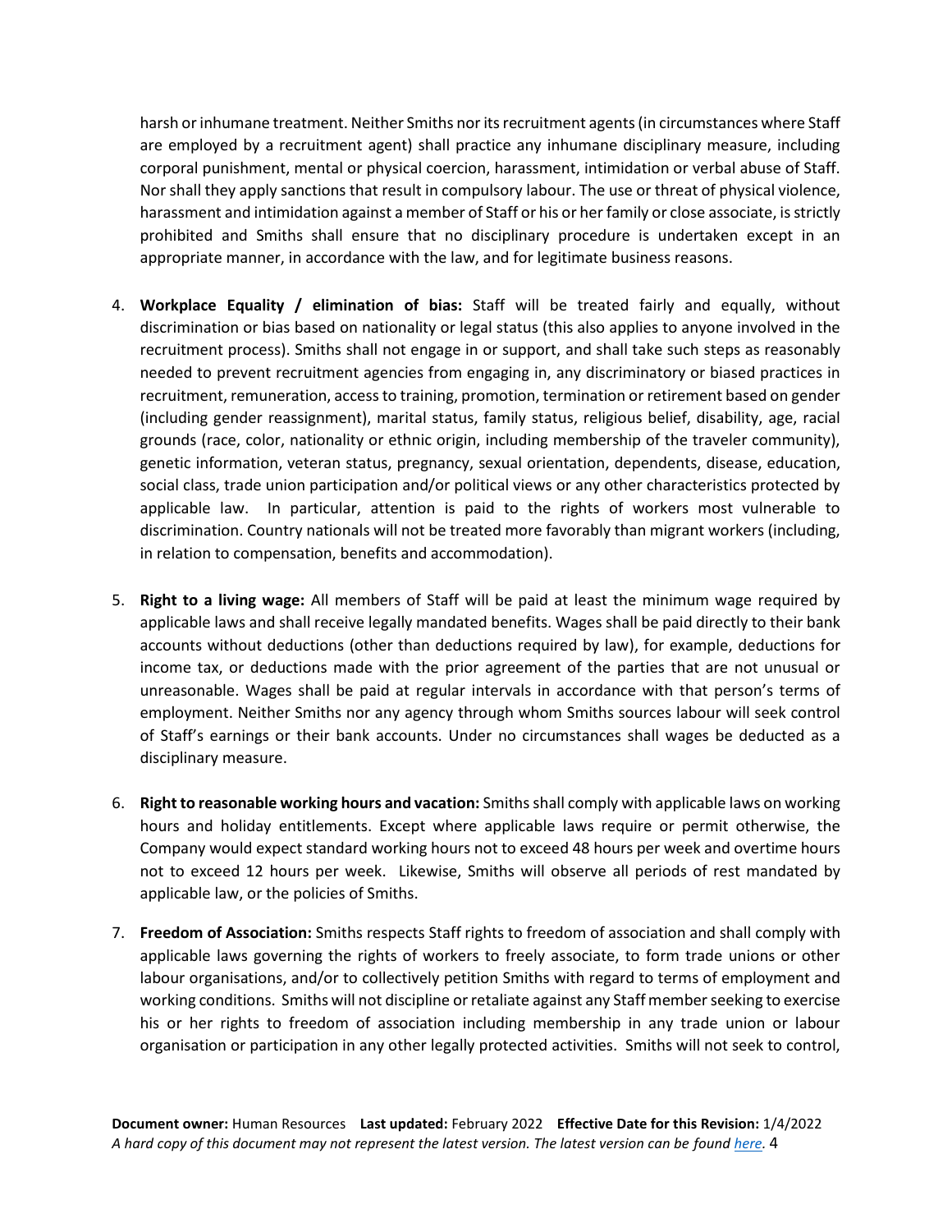harsh or inhumane treatment. Neither Smiths nor its recruitment agents (in circumstances where Staff are employed by a recruitment agent) shall practice any inhumane disciplinary measure, including corporal punishment, mental or physical coercion, harassment, intimidation or verbal abuse of Staff. Nor shall they apply sanctions that result in compulsory labour. The use or threat of physical violence, harassment and intimidation against a member of Staff or his or her family or close associate, is strictly prohibited and Smiths shall ensure that no disciplinary procedure is undertaken except in an appropriate manner, in accordance with the law, and for legitimate business reasons.

4. **Workplace Equality / elimination of bias:** Staff will be treated fairly and equally, without discrimination or bias based on nationality or legal status (this also applies to anyone involved in the recruitment process). Smiths shall not engage in or support, and shall take such steps as reasonably needed to prevent recruitment agencies from engaging in, any discriminatory or biased practices in recruitment, remuneration, access to training, promotion, termination or retirement based on gender (including gender reassignment), marital status, family status, religious belief, disability, age, racial grounds (race, color, nationality or ethnic origin, including membership of the traveler community), genetic information, veteran status, pregnancy, sexual orientation, dependents, disease, education, social class, trade union participation and/or political views or any other characteristics protected by applicable law. In particular, attention is paid to the rights of workers most vulnerable to discrimination. Country nationals will not be treated more favorably than migrant workers (including, in relation to compensation, benefits and accommodation).

5. **Right to a living wage:** All members of Staff will be paid at least the minimum wage required by applicable laws and shall receive legally mandated benefits. Wages shall be paid directly to their bank accounts without deductions (other than deductions required by law), for example, deductions for income tax, or deductions made with the prior agreement of the parties that are not unusual or unreasonable. Wages shall be paid at regular intervals in accordance with that person's terms of employment. Neither Smiths nor any agency through whom Smiths sources labour will seek control of Staff's earnings or their bank accounts. Under no circumstances shall wages be deducted as a disciplinary measure.

6. **Right to reasonable working hours and vacation:** Smiths shall comply with applicable laws on working hours and holiday entitlements. Except where applicable laws require or permit otherwise, the Company would expect standard working hours not to exceed 48 hours per week and overtime hours not to exceed 12 hours per week. Likewise, Smiths will observe all periods of rest mandated by applicable law, or the policies of Smiths.

7. **Freedom of Association:** Smiths respects Staff rights to freedom of association and shall comply with applicable laws governing the rights of workers to freely associate, to form trade unions or other labour organisations, and/or to collectively petition Smiths with regard to terms of employment and working conditions. Smiths will not discipline or retaliate against any Staff member seeking to exercise his or her rights to freedom of association including membership in any trade union or labour organisation or participation in any other legally protected activities. Smiths will not seek to control,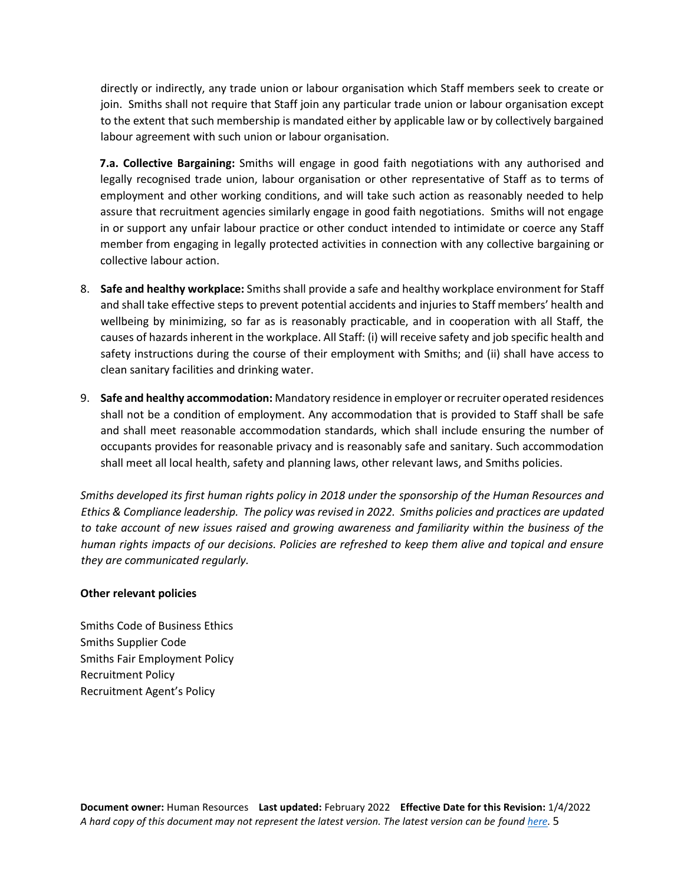directly or indirectly, any trade union or labour organisation which Staff members seek to create or join. Smiths shall not require that Staff join any particular trade union or labour organisation except to the extent that such membership is mandated either by applicable law or by collectively bargained labour agreement with such union or labour organisation.

**7.a. Collective Bargaining:** Smiths will engage in good faith negotiations with any authorised and legally recognised trade union, labour organisation or other representative of Staff as to terms of employment and other working conditions, and will take such action as reasonably needed to help assure that recruitment agencies similarly engage in good faith negotiations. Smiths will not engage in or support any unfair labour practice or other conduct intended to intimidate or coerce any Staff member from engaging in legally protected activities in connection with any collective bargaining or collective labour action.

8. **Safe and healthy workplace:** Smiths shall provide a safe and healthy workplace environment for Staff and shall take effective steps to prevent potential accidents and injuries to Staff members' health and wellbeing by minimizing, so far as is reasonably practicable, and in cooperation with all Staff, the causes of hazards inherent in the workplace. All Staff: (i) will receive safety and job specific health and safety instructions during the course of their employment with Smiths; and (ii) shall have access to clean sanitary facilities and drinking water.

9. **Safe and healthy accommodation:** Mandatory residence in employer or recruiter operated residences shall not be a condition of employment. Any accommodation that is provided to Staff shall be safe and shall meet reasonable accommodation standards, which shall include ensuring the number of occupants provides for reasonable privacy and is reasonably safe and sanitary. Such accommodation shall meet all local health, safety and planning laws, other relevant laws, and Smiths policies.

*Smiths developed its first human rights policy in 2018 under the sponsorship of the Human Resources and Ethics & Compliance leadership. The policy was revised in 2022. Smiths policies and practices are updated to take account of new issues raised and growing awareness and familiarity within the business of the human rights impacts of our decisions. Policies are refreshed to keep them alive and topical and ensure they are communicated regularly.*

**Other relevant policies**

Smiths Code of Business Ethics
Smiths Supplier Code
Smiths Fair Employment Policy
Recruitment Policy
Recruitment Agent's Policy

**Document owner:** Human Resources **Last updated:** February 2022 **Effective Date for this Revision:** 1/4/2022
*A hard copy of this document may not represent the latest version. The latest version can be found here.*